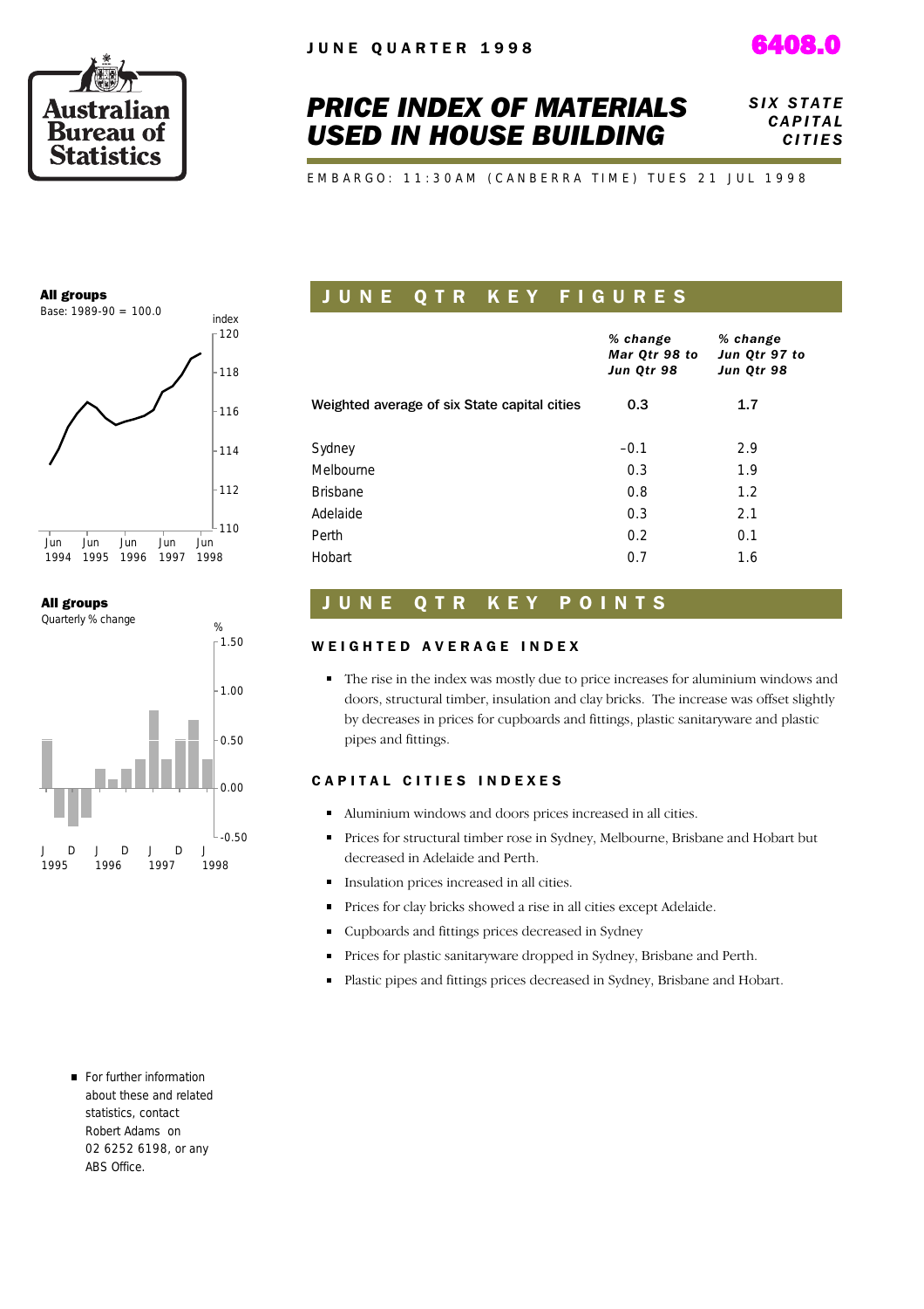JUNE QUARTER 1998

6408.0

# PRICE INDEX OF MATERIALS USED IN HOUSE BUILDING

*SIX STATE CAPITAL CITIES*

EMBARGO: 11:30AM (CANBERRA TIME) TUES 21 JUL 1998

**All groups**
Base: 1989-90 = 100.0

**All groups**
Quarterly % change

## JUNE QTR KEY FIGURES

| | *% change Mar Qtr 98 to Jun Qtr 98* | *% change Jun Qtr 97 to Jun Qtr 98* |
|---|---|---|
| Weighted average of six State capital cities | 0.3 | 1.7 |
| Sydney | –0.1 | 2.9 |
| Melbourne | 0.3 | 1.9 |
| Brisbane | 0.8 | 1.2 |
| Adelaide | 0.3 | 2.1 |
| Perth | 0.2 | 0.1 |
| Hobart | 0.7 | 1.6 |

## JUNE QTR KEY POINTS

### WEIGHTED AVERAGE INDEX

- The rise in the index was mostly due to price increases for aluminium windows and doors, structural timber, insulation and clay bricks. The increase was offset slightly by decreases in prices for cupboards and fittings, plastic sanitaryware and plastic pipes and fittings.

### CAPITAL CITIES INDEXES

- Aluminium windows and doors prices increased in all cities.
- Prices for structural timber rose in Sydney, Melbourne, Brisbane and Hobart but decreased in Adelaide and Perth.
- Insulation prices increased in all cities.
- Prices for clay bricks showed a rise in all cities except Adelaide.
- Cupboards and fittings prices decreased in Sydney
- Prices for plastic sanitaryware dropped in Sydney, Brisbane and Perth.
- Plastic pipes and fittings prices decreased in Sydney, Brisbane and Hobart.

- For further information about these and related statistics, contact Robert Adams on 02 6252 6198, or any ABS Office.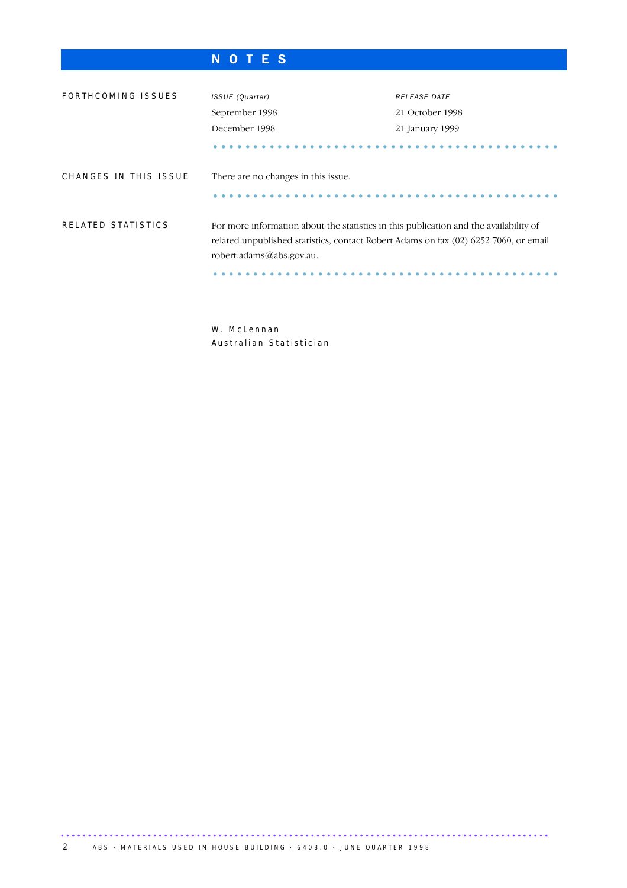# NOTES

## FORTHCOMING ISSUES

| *ISSUE (Quarter)* | *RELEASE DATE* |
|---|---|
| September 1998 | 21 October 1998 |
| December 1998 | 21 January 1999 |

## CHANGES IN THIS ISSUE

There are no changes in this issue.

## RELATED STATISTICS

For more information about the statistics in this publication and the availability of related unpublished statistics, contact Robert Adams on fax (02) 6252 7060, or email robert.adams@abs.gov.au.

W. McLennan
Australian Statistician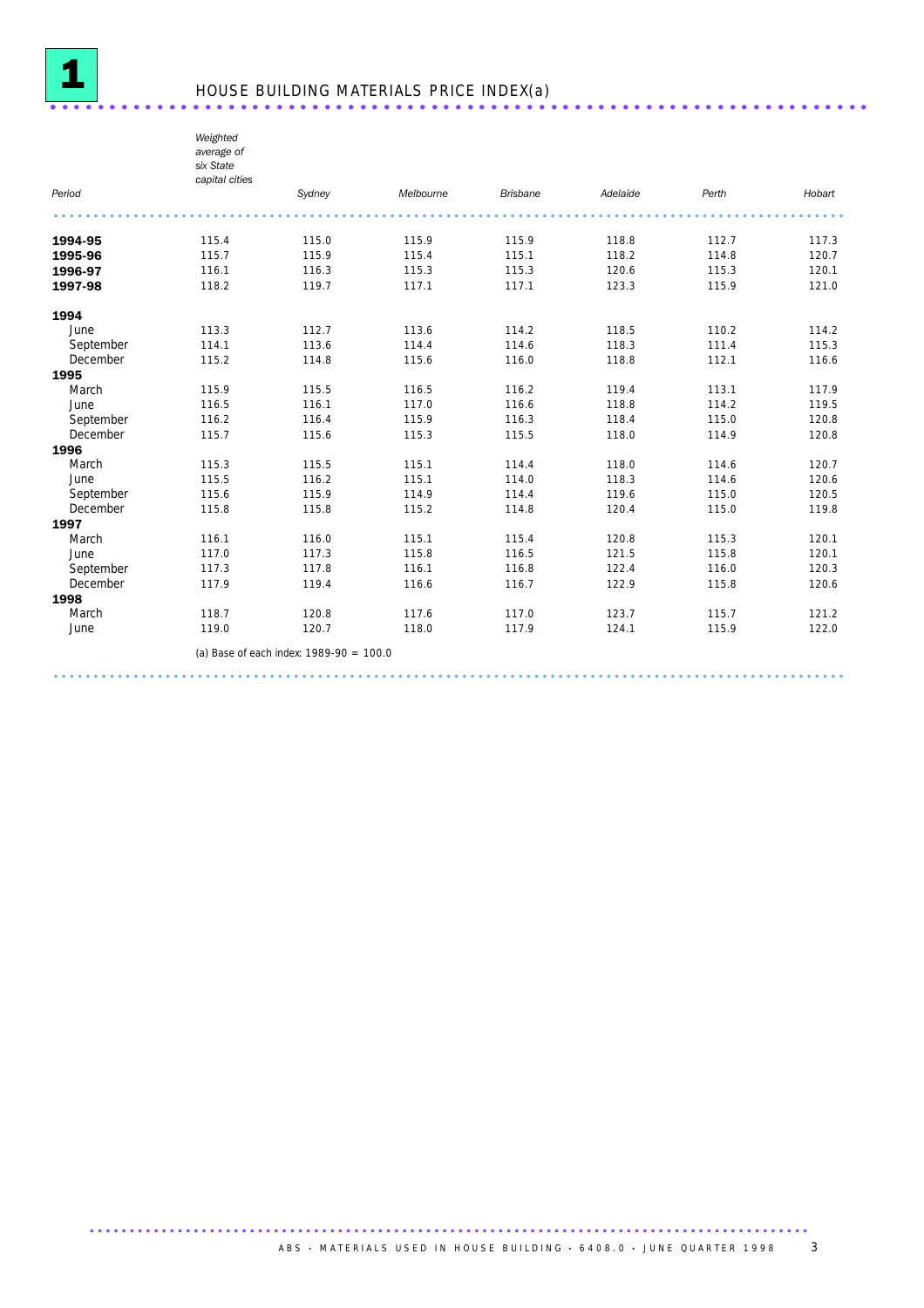# 1 HOUSE BUILDING MATERIALS PRICE INDEX(a)

| Period | Weighted average of six State capital cities | Sydney | Melbourne | Brisbane | Adelaide | Perth | Hobart |
|---|---|---|---|---|---|---|---|
| **1994-95** | 115.4 | 115.0 | 115.9 | 115.9 | 118.8 | 112.7 | 117.3 |
| **1995-96** | 115.7 | 115.9 | 115.4 | 115.1 | 118.2 | 114.8 | 120.7 |
| **1996-97** | 116.1 | 116.3 | 115.3 | 115.3 | 120.6 | 115.3 | 120.1 |
| **1997-98** | 118.2 | 119.7 | 117.1 | 117.1 | 123.3 | 115.9 | 121.0 |
| **1994** | | | | | | | |
| June | 113.3 | 112.7 | 113.6 | 114.2 | 118.5 | 110.2 | 114.2 |
| September | 114.1 | 113.6 | 114.4 | 114.6 | 118.3 | 111.4 | 115.3 |
| December | 115.2 | 114.8 | 115.6 | 116.0 | 118.8 | 112.1 | 116.6 |
| **1995** | | | | | | | |
| March | 115.9 | 115.5 | 116.5 | 116.2 | 119.4 | 113.1 | 117.9 |
| June | 116.5 | 116.1 | 117.0 | 116.6 | 118.8 | 114.2 | 119.5 |
| September | 116.2 | 116.4 | 115.9 | 116.3 | 118.4 | 115.0 | 120.8 |
| December | 115.7 | 115.6 | 115.3 | 115.5 | 118.0 | 114.9 | 120.8 |
| **1996** | | | | | | | |
| March | 115.3 | 115.5 | 115.1 | 114.4 | 118.0 | 114.6 | 120.7 |
| June | 115.5 | 116.2 | 115.1 | 114.0 | 118.3 | 114.6 | 120.6 |
| September | 115.6 | 115.9 | 114.9 | 114.4 | 119.6 | 115.0 | 120.5 |
| December | 115.8 | 115.8 | 115.2 | 114.8 | 120.4 | 115.0 | 119.8 |
| **1997** | | | | | | | |
| March | 116.1 | 116.0 | 115.1 | 115.4 | 120.8 | 115.3 | 120.1 |
| June | 117.0 | 117.3 | 115.8 | 116.5 | 121.5 | 115.8 | 120.1 |
| September | 117.3 | 117.8 | 116.1 | 116.8 | 122.4 | 116.0 | 120.3 |
| December | 117.9 | 119.4 | 116.6 | 116.7 | 122.9 | 115.8 | 120.6 |
| **1998** | | | | | | | |
| March | 118.7 | 120.8 | 117.6 | 117.0 | 123.7 | 115.7 | 121.2 |
| June | 119.0 | 120.7 | 118.0 | 117.9 | 124.1 | 115.9 | 122.0 |

(a) Base of each index: 1989-90 = 100.0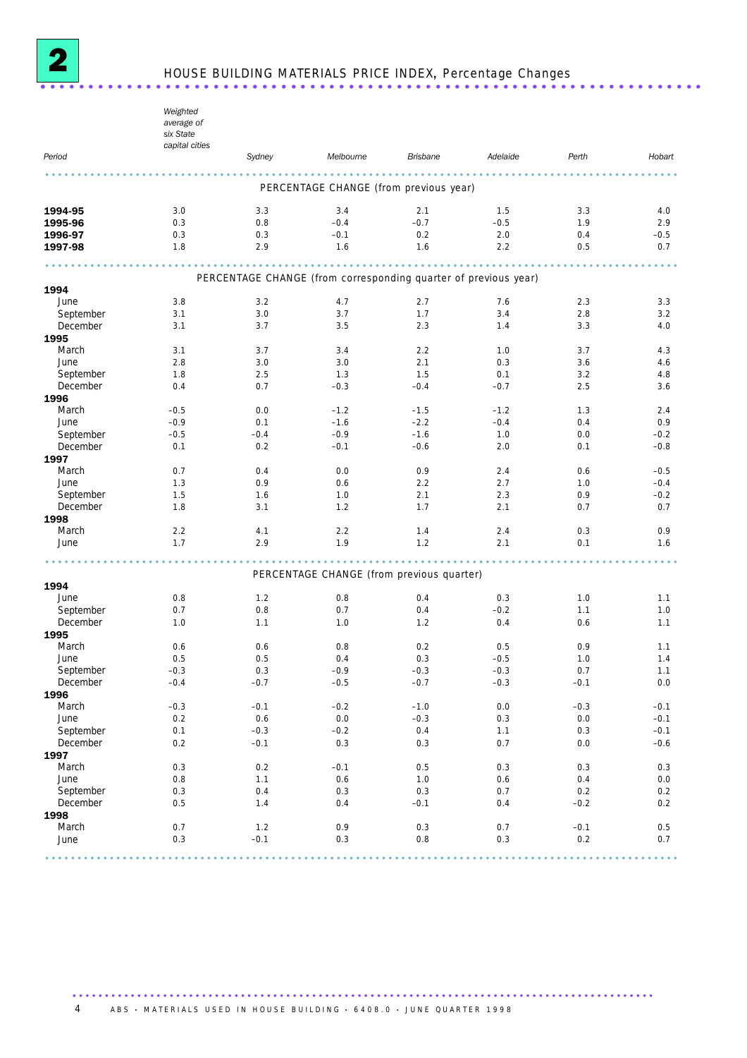# 2 HOUSE BUILDING MATERIALS PRICE INDEX, Percentage Changes

| Period | *Weighted average of six State capital cities* | *Sydney* | *Melbourne* | *Brisbane* | *Adelaide* | *Perth* | *Hobart* |
|---|---|---|---|---|---|---|---|
| | | | PERCENTAGE CHANGE (from previous year) | | | | |
| **1994-95** | 3.0 | 3.3 | 3.4 | 2.1 | 1.5 | 3.3 | 4.0 |
| **1995-96** | 0.3 | 0.8 | -0.4 | -0.7 | -0.5 | 1.9 | 2.9 |
| **1996-97** | 0.3 | 0.3 | -0.1 | 0.2 | 2.0 | 0.4 | -0.5 |
| **1997-98** | 1.8 | 2.9 | 1.6 | 1.6 | 2.2 | 0.5 | 0.7 |
| | | | PERCENTAGE CHANGE (from corresponding quarter of previous year) | | | | |
| **1994** | | | | | | | |
| June | 3.8 | 3.2 | 4.7 | 2.7 | 7.6 | 2.3 | 3.3 |
| September | 3.1 | 3.0 | 3.7 | 1.7 | 3.4 | 2.8 | 3.2 |
| December | 3.1 | 3.7 | 3.5 | 2.3 | 1.4 | 3.3 | 4.0 |
| **1995** | | | | | | | |
| March | 3.1 | 3.7 | 3.4 | 2.2 | 1.0 | 3.7 | 4.3 |
| June | 2.8 | 3.0 | 3.0 | 2.1 | 0.3 | 3.6 | 4.6 |
| September | 1.8 | 2.5 | 1.3 | 1.5 | 0.1 | 3.2 | 4.8 |
| December | 0.4 | 0.7 | -0.3 | -0.4 | -0.7 | 2.5 | 3.6 |
| **1996** | | | | | | | |
| March | -0.5 | 0.0 | -1.2 | -1.5 | -1.2 | 1.3 | 2.4 |
| June | -0.9 | 0.1 | -1.6 | -2.2 | -0.4 | 0.4 | 0.9 |
| September | -0.5 | -0.4 | -0.9 | -1.6 | 1.0 | 0.0 | -0.2 |
| December | 0.1 | 0.2 | -0.1 | -0.6 | 2.0 | 0.1 | -0.8 |
| **1997** | | | | | | | |
| March | 0.7 | 0.4 | 0.0 | 0.9 | 2.4 | 0.6 | -0.5 |
| June | 1.3 | 0.9 | 0.6 | 2.2 | 2.7 | 1.0 | -0.4 |
| September | 1.5 | 1.6 | 1.0 | 2.1 | 2.3 | 0.9 | -0.2 |
| December | 1.8 | 3.1 | 1.2 | 1.7 | 2.1 | 0.7 | 0.7 |
| **1998** | | | | | | | |
| March | 2.2 | 4.1 | 2.2 | 1.4 | 2.4 | 0.3 | 0.9 |
| June | 1.7 | 2.9 | 1.9 | 1.2 | 2.1 | 0.1 | 1.6 |
| | | | PERCENTAGE CHANGE (from previous quarter) | | | | |
| **1994** | | | | | | | |
| June | 0.8 | 1.2 | 0.8 | 0.4 | 0.3 | 1.0 | 1.1 |
| September | 0.7 | 0.8 | 0.7 | 0.4 | -0.2 | 1.1 | 1.0 |
| December | 1.0 | 1.1 | 1.0 | 1.2 | 0.4 | 0.6 | 1.1 |
| **1995** | | | | | | | |
| March | 0.6 | 0.6 | 0.8 | 0.2 | 0.5 | 0.9 | 1.1 |
| June | 0.5 | 0.5 | 0.4 | 0.3 | -0.5 | 1.0 | 1.4 |
| September | -0.3 | 0.3 | -0.9 | -0.3 | -0.3 | 0.7 | 1.1 |
| December | -0.4 | -0.7 | -0.5 | -0.7 | -0.3 | -0.1 | 0.0 |
| **1996** | | | | | | | |
| March | -0.3 | -0.1 | -0.2 | -1.0 | 0.0 | -0.3 | -0.1 |
| June | 0.2 | 0.6 | 0.0 | -0.3 | 0.3 | 0.0 | -0.1 |
| September | 0.1 | -0.3 | -0.2 | 0.4 | 1.1 | 0.3 | -0.1 |
| December | 0.2 | -0.1 | 0.3 | 0.3 | 0.7 | 0.0 | -0.6 |
| **1997** | | | | | | | |
| March | 0.3 | 0.2 | -0.1 | 0.5 | 0.3 | 0.3 | 0.3 |
| June | 0.8 | 1.1 | 0.6 | 1.0 | 0.6 | 0.4 | 0.0 |
| September | 0.3 | 0.4 | 0.3 | 0.3 | 0.7 | 0.2 | 0.2 |
| December | 0.5 | 1.4 | 0.4 | -0.1 | 0.4 | -0.2 | 0.2 |
| **1998** | | | | | | | |
| March | 0.7 | 1.2 | 0.9 | 0.3 | 0.7 | -0.1 | 0.5 |
| June | 0.3 | -0.1 | 0.3 | 0.8 | 0.3 | 0.2 | 0.7 |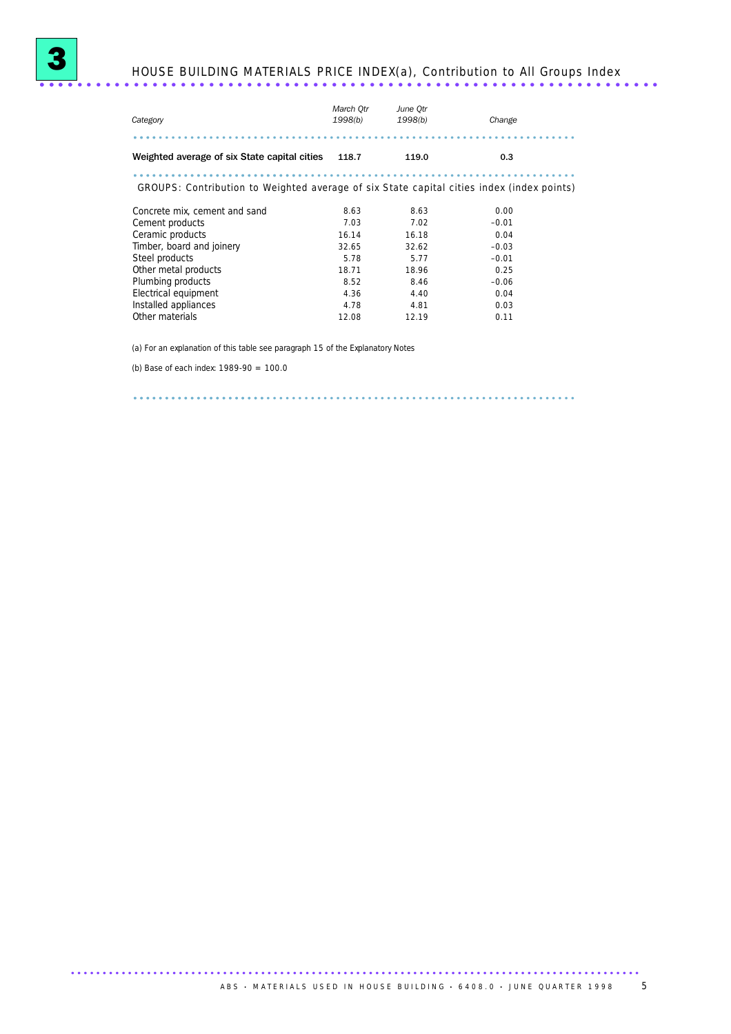## 3 HOUSE BUILDING MATERIALS PRICE INDEX(a), Contribution to All Groups Index

| Category | March Qtr 1998(b) | June Qtr 1998(b) | Change |
|---|---|---|---|
| **Weighted average of six State capital cities** | **118.7** | **119.0** | **0.3** |
| GROUPS: Contribution to Weighted average of six State capital cities index (index points) | | | |
| Concrete mix, cement and sand | 8.63 | 8.63 | 0.00 |
| Cement products | 7.03 | 7.02 | −0.01 |
| Ceramic products | 16.14 | 16.18 | 0.04 |
| Timber, board and joinery | 32.65 | 32.62 | −0.03 |
| Steel products | 5.78 | 5.77 | −0.01 |
| Other metal products | 18.71 | 18.96 | 0.25 |
| Plumbing products | 8.52 | 8.46 | −0.06 |
| Electrical equipment | 4.36 | 4.40 | 0.04 |
| Installed appliances | 4.78 | 4.81 | 0.03 |
| Other materials | 12.08 | 12.19 | 0.11 |

(a) For an explanation of this table see paragraph 15 of the Explanatory Notes

(b) Base of each index: 1989-90 = 100.0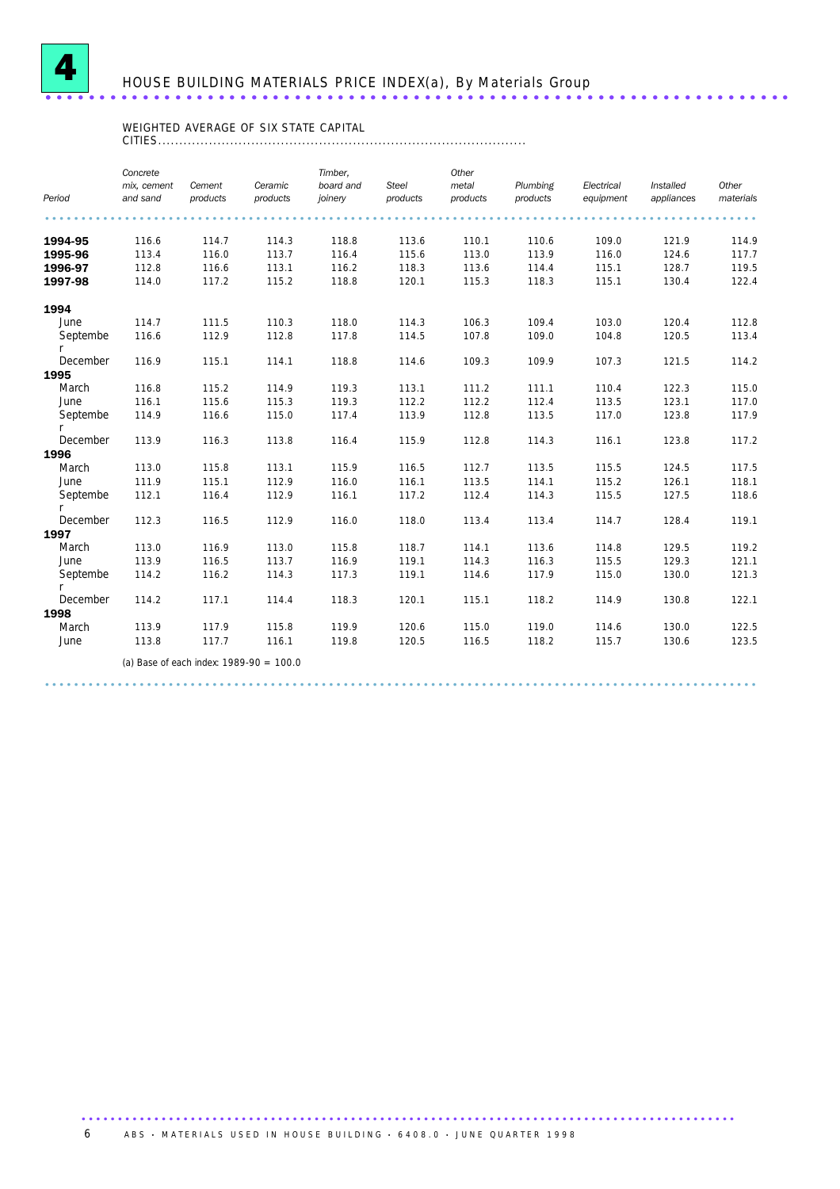# 4 HOUSE BUILDING MATERIALS PRICE INDEX(a), By Materials Group

WEIGHTED AVERAGE OF SIX STATE CAPITAL CITIES

| Period | Concrete mix, cement and sand | Cement products | Ceramic products | Timber, board and joinery | Steel products | Other metal products | Plumbing products | Electrical equipment | Installed appliances | Other materials |
|---|---|---|---|---|---|---|---|---|---|---|
| **1994-95** | 116.6 | 114.7 | 114.3 | 118.8 | 113.6 | 110.1 | 110.6 | 109.0 | 121.9 | 114.9 |
| **1995-96** | 113.4 | 116.0 | 113.7 | 116.4 | 115.6 | 113.0 | 113.9 | 116.0 | 124.6 | 117.7 |
| **1996-97** | 112.8 | 116.6 | 113.1 | 116.2 | 118.3 | 113.6 | 114.4 | 115.1 | 128.7 | 119.5 |
| **1997-98** | 114.0 | 117.2 | 115.2 | 118.8 | 120.1 | 115.3 | 118.3 | 115.1 | 130.4 | 122.4 |
| **1994** | | | | | | | | | | |
| June | 114.7 | 111.5 | 110.3 | 118.0 | 114.3 | 106.3 | 109.4 | 103.0 | 120.4 | 112.8 |
| September | 116.6 | 112.9 | 112.8 | 117.8 | 114.5 | 107.8 | 109.0 | 104.8 | 120.5 | 113.4 |
| December | 116.9 | 115.1 | 114.1 | 118.8 | 114.6 | 109.3 | 109.9 | 107.3 | 121.5 | 114.2 |
| **1995** | | | | | | | | | | |
| March | 116.8 | 115.2 | 114.9 | 119.3 | 113.1 | 111.2 | 111.1 | 110.4 | 122.3 | 115.0 |
| June | 116.1 | 115.6 | 115.3 | 119.3 | 112.2 | 112.2 | 112.4 | 113.5 | 123.1 | 117.0 |
| September | 114.9 | 116.6 | 115.0 | 117.4 | 113.9 | 112.8 | 113.5 | 117.0 | 123.8 | 117.9 |
| December | 113.9 | 116.3 | 113.8 | 116.4 | 115.9 | 112.8 | 114.3 | 116.1 | 123.8 | 117.2 |
| **1996** | | | | | | | | | | |
| March | 113.0 | 115.8 | 113.1 | 115.9 | 116.5 | 112.7 | 113.5 | 115.5 | 124.5 | 117.5 |
| June | 111.9 | 115.1 | 112.9 | 116.0 | 116.1 | 113.5 | 114.1 | 115.2 | 126.1 | 118.1 |
| September | 112.1 | 116.4 | 112.9 | 116.1 | 117.2 | 112.4 | 114.3 | 115.5 | 127.5 | 118.6 |
| December | 112.3 | 116.5 | 112.9 | 116.0 | 118.0 | 113.4 | 113.4 | 114.7 | 128.4 | 119.1 |
| **1997** | | | | | | | | | | |
| March | 113.0 | 116.9 | 113.0 | 115.8 | 118.7 | 114.1 | 113.6 | 114.8 | 129.5 | 119.2 |
| June | 113.9 | 116.5 | 113.7 | 116.9 | 119.1 | 114.3 | 116.3 | 115.5 | 129.3 | 121.1 |
| September | 114.2 | 116.2 | 114.3 | 117.3 | 119.1 | 114.6 | 117.9 | 115.0 | 130.0 | 121.3 |
| December | 114.2 | 117.1 | 114.4 | 118.3 | 120.1 | 115.1 | 118.2 | 114.9 | 130.8 | 122.1 |
| **1998** | | | | | | | | | | |
| March | 113.9 | 117.9 | 115.8 | 119.9 | 120.6 | 115.0 | 119.0 | 114.6 | 130.0 | 122.5 |
| June | 113.8 | 117.7 | 116.1 | 119.8 | 120.5 | 116.5 | 118.2 | 115.7 | 130.6 | 123.5 |

(a) Base of each index: 1989-90 = 100.0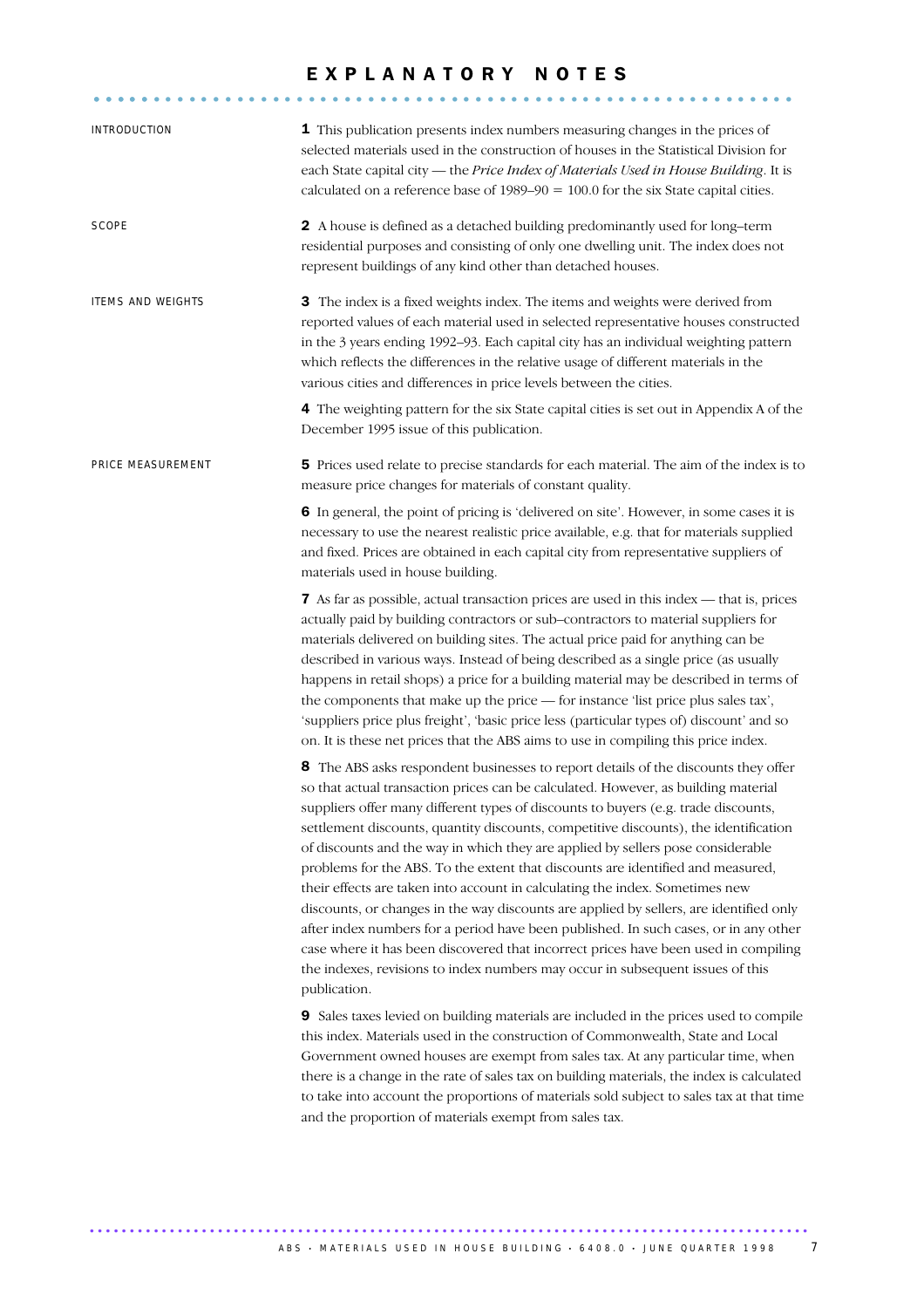# EXPLANATORY NOTES

## INTRODUCTION

**1** This publication presents index numbers measuring changes in the prices of selected materials used in the construction of houses in the Statistical Division for each State capital city — the *Price Index of Materials Used in House Building*. It is calculated on a reference base of 1989–90 = 100.0 for the six State capital cities.

## SCOPE

**2** A house is defined as a detached building predominantly used for long–term residential purposes and consisting of only one dwelling unit. The index does not represent buildings of any kind other than detached houses.

## ITEMS AND WEIGHTS

**3** The index is a fixed weights index. The items and weights were derived from reported values of each material used in selected representative houses constructed in the 3 years ending 1992–93. Each capital city has an individual weighting pattern which reflects the differences in the relative usage of different materials in the various cities and differences in price levels between the cities.

**4** The weighting pattern for the six State capital cities is set out in Appendix A of the December 1995 issue of this publication.

## PRICE MEASUREMENT

**5** Prices used relate to precise standards for each material. The aim of the index is to measure price changes for materials of constant quality.

**6** In general, the point of pricing is 'delivered on site'. However, in some cases it is necessary to use the nearest realistic price available, e.g. that for materials supplied and fixed. Prices are obtained in each capital city from representative suppliers of materials used in house building.

**7** As far as possible, actual transaction prices are used in this index — that is, prices actually paid by building contractors or sub–contractors to material suppliers for materials delivered on building sites. The actual price paid for anything can be described in various ways. Instead of being described as a single price (as usually happens in retail shops) a price for a building material may be described in terms of the components that make up the price — for instance 'list price plus sales tax', 'suppliers price plus freight', 'basic price less (particular types of) discount' and so on. It is these net prices that the ABS aims to use in compiling this price index.

**8** The ABS asks respondent businesses to report details of the discounts they offer so that actual transaction prices can be calculated. However, as building material suppliers offer many different types of discounts to buyers (e.g. trade discounts, settlement discounts, quantity discounts, competitive discounts), the identification of discounts and the way in which they are applied by sellers pose considerable problems for the ABS. To the extent that discounts are identified and measured, their effects are taken into account in calculating the index. Sometimes new discounts, or changes in the way discounts are applied by sellers, are identified only after index numbers for a period have been published. In such cases, or in any other case where it has been discovered that incorrect prices have been used in compiling the indexes, revisions to index numbers may occur in subsequent issues of this publication.

**9** Sales taxes levied on building materials are included in the prices used to compile this index. Materials used in the construction of Commonwealth, State and Local Government owned houses are exempt from sales tax. At any particular time, when there is a change in the rate of sales tax on building materials, the index is calculated to take into account the proportions of materials sold subject to sales tax at that time and the proportion of materials exempt from sales tax.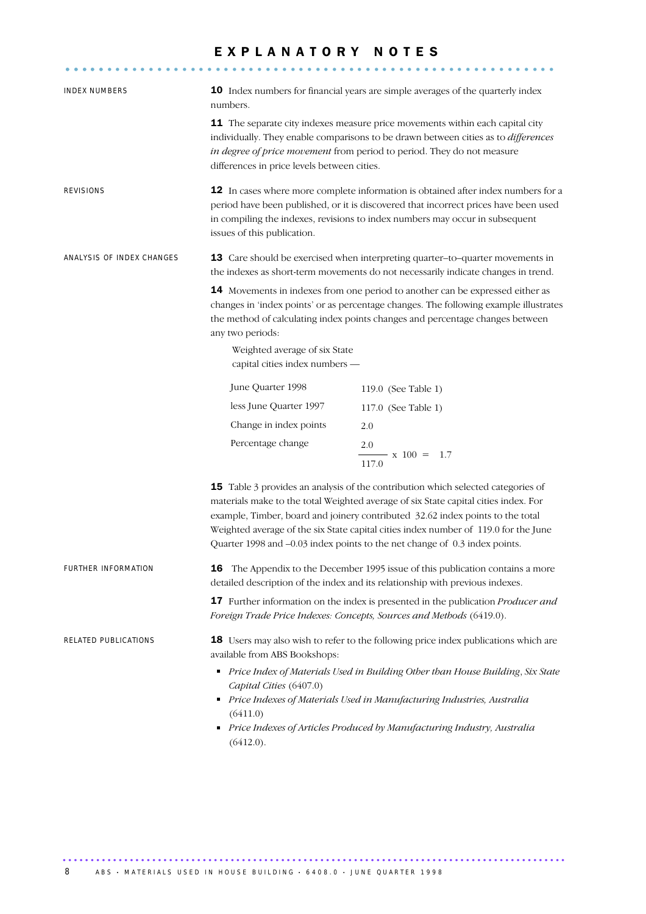# EXPLANATORY NOTES

### INDEX NUMBERS

**10** Index numbers for financial years are simple averages of the quarterly index numbers.

**11** The separate city indexes measure price movements within each capital city individually. They enable comparisons to be drawn between cities as to *differences in degree of price movement* from period to period. They do not measure differences in price levels between cities.

### REVISIONS

**12** In cases where more complete information is obtained after index numbers for a period have been published, or it is discovered that incorrect prices have been used in compiling the indexes, revisions to index numbers may occur in subsequent issues of this publication.

### ANALYSIS OF INDEX CHANGES

**13** Care should be exercised when interpreting quarter–to–quarter movements in the indexes as short-term movements do not necessarily indicate changes in trend.

**14** Movements in indexes from one period to another can be expressed either as changes in 'index points' or as percentage changes. The following example illustrates the method of calculating index points changes and percentage changes between any two periods:

Weighted average of six State capital cities index numbers —

| | |
|---|---|
| June Quarter 1998 | 119.0 (See Table 1) |
| less June Quarter 1997 | 117.0 (See Table 1) |
| Change in index points | 2.0 |
| Percentage change | $\frac{2.0}{117.0} \times 100 = 1.7$ |

**15** Table 3 provides an analysis of the contribution which selected categories of materials make to the total Weighted average of six State capital cities index. For example, Timber, board and joinery contributed 32.62 index points to the total Weighted average of the six State capital cities index number of 119.0 for the June Quarter 1998 and –0.03 index points to the net change of 0.3 index points.

### FURTHER INFORMATION

**16** The Appendix to the December 1995 issue of this publication contains a more detailed description of the index and its relationship with previous indexes.

**17** Further information on the index is presented in the publication *Producer and Foreign Trade Price Indexes: Concepts, Sources and Methods* (6419.0).

### RELATED PUBLICATIONS

**18** Users may also wish to refer to the following price index publications which are available from ABS Bookshops:

- *Price Index of Materials Used in Building Other than House Building*, *Six State Capital Cities* (6407.0)
- *Price Indexes of Materials Used in Manufacturing Industries, Australia* (6411.0)
- *Price Indexes of Articles Produced by Manufacturing Industry, Australia* (6412.0).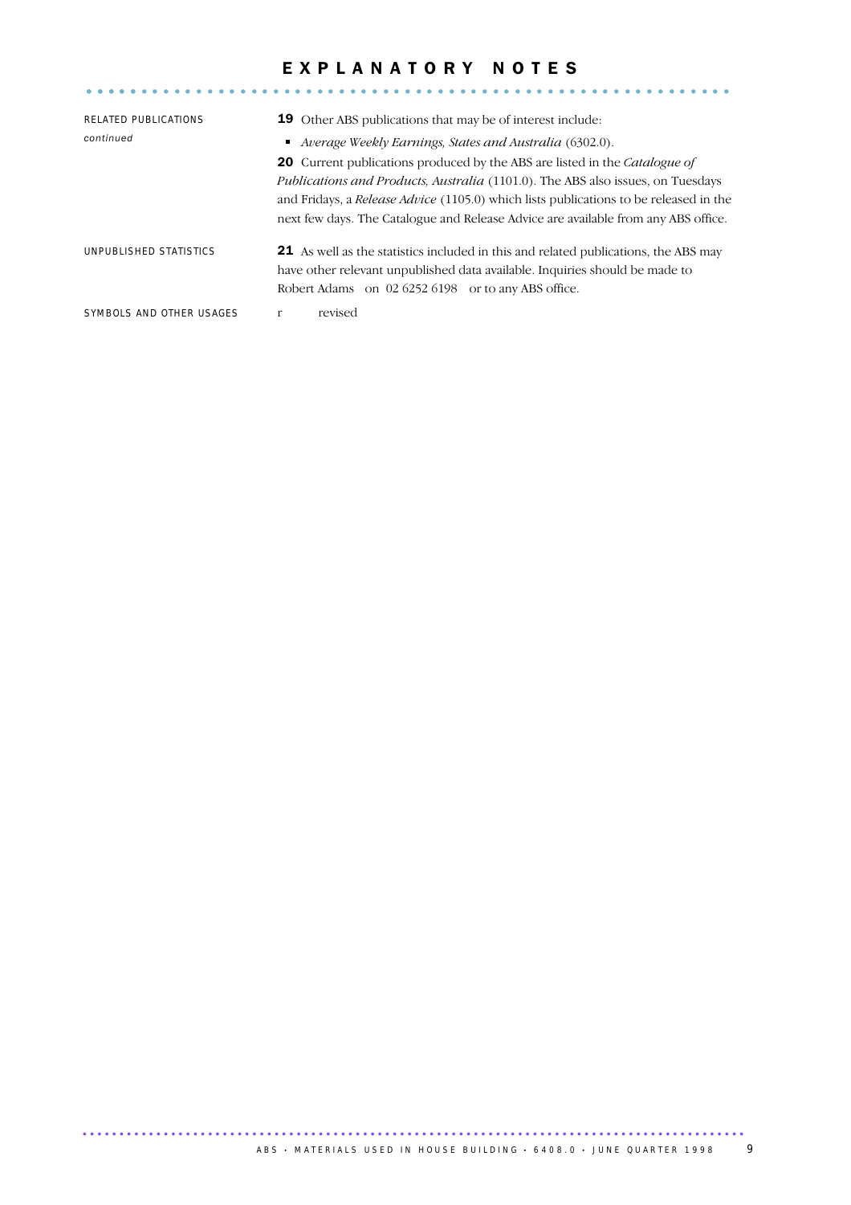# EXPLANATORY NOTES

**RELATED PUBLICATIONS** *continued*

**19** Other ABS publications that may be of interest include:

- *Average Weekly Earnings, States and Australia* (6302.0).

**20** Current publications produced by the ABS are listed in the *Catalogue of Publications and Products, Australia* (1101.0). The ABS also issues, on Tuesdays and Fridays, a *Release Advice* (1105.0) which lists publications to be released in the next few days. The Catalogue and Release Advice are available from any ABS office.

**UNPUBLISHED STATISTICS**

**21** As well as the statistics included in this and related publications, the ABS may have other relevant unpublished data available. Inquiries should be made to Robert Adams on 02 6252 6198 or to any ABS office.

**SYMBOLS AND OTHER USAGES**

r revised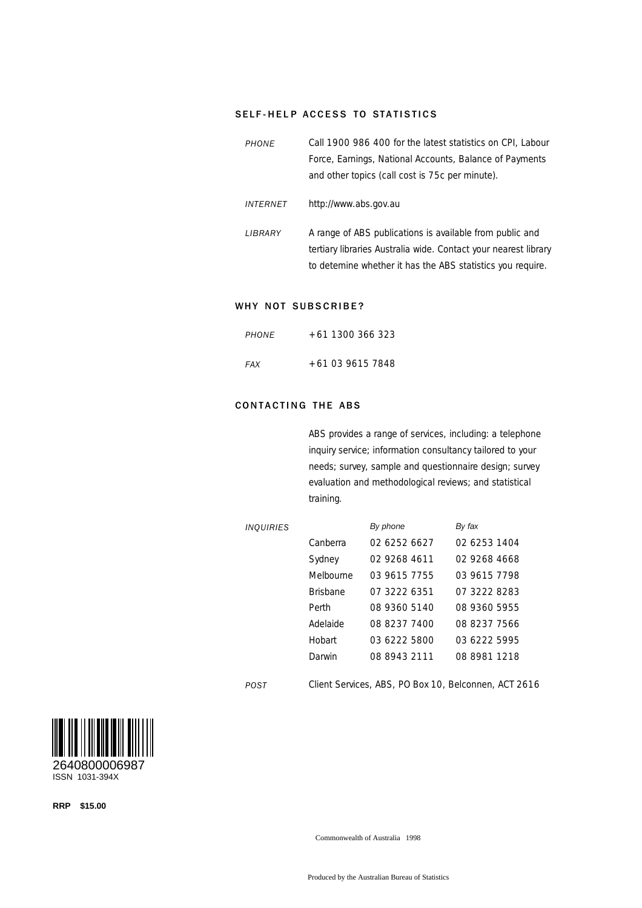## SELF-HELP ACCESS TO STATISTICS

*PHONE* Call 1900 986 400 for the latest statistics on CPI, Labour Force, Earnings, National Accounts, Balance of Payments and other topics (call cost is 75c per minute).

*INTERNET* http://www.abs.gov.au

*LIBRARY* A range of ABS publications is available from public and tertiary libraries Australia wide. Contact your nearest library to detemine whether it has the ABS statistics you require.

## WHY NOT SUBSCRIBE?

*PHONE* +61 1300 366 323

*FAX* +61 03 9615 7848

## CONTACTING THE ABS

ABS provides a range of services, including: a telephone inquiry service; information consultancy tailored to your needs; survey, sample and questionnaire design; survey evaluation and methodological reviews; and statistical training.

*INQUIRIES*

| | *By phone* | *By fax* |
|---|---|---|
| Canberra | 02 6252 6627 | 02 6253 1404 |
| Sydney | 02 9268 4611 | 02 9268 4668 |
| Melbourne | 03 9615 7755 | 03 9615 7798 |
| Brisbane | 07 3222 6351 | 07 3222 8283 |
| Perth | 08 9360 5140 | 08 9360 5955 |
| Adelaide | 08 8237 7400 | 08 8237 7566 |
| Hobart | 03 6222 5800 | 03 6222 5995 |
| Darwin | 08 8943 2111 | 08 8981 1218 |

*POST* Client Services, ABS, PO Box 10, Belconnen, ACT 2616

2640800006987
ISSN 1031-394X

**RRP $15.00**

Commonwealth of Australia 1998

Produced by the Australian Bureau of Statistics